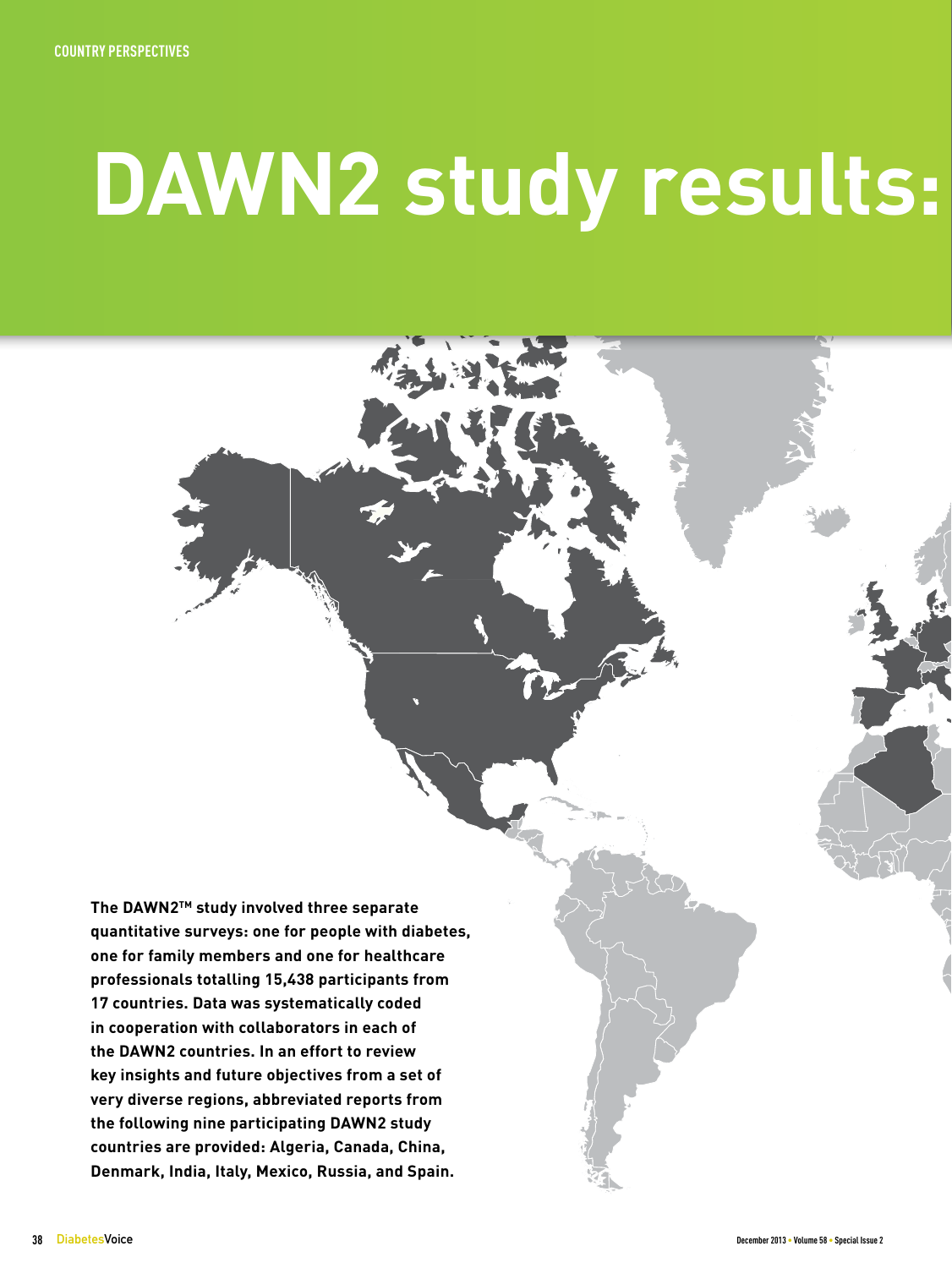COUNTRY PERSPECTIVES

# DAWN2 study results:

**The DAWN2™ study involved three separate quantitative surveys: one for people with diabetes, one for family members and one for healthcare professionals totalling 15,438 participants from 17 countries. Data was systematically coded in cooperation with collaborators in each of the DAWN2 countries. In an effort to review key insights and future objectives from a set of very diverse regions, abbreviated reports from the following nine participating DAWN2 study countries are provided: Algeria, Canada, China, Denmark, India, Italy, Mexico, Russia, and Spain.**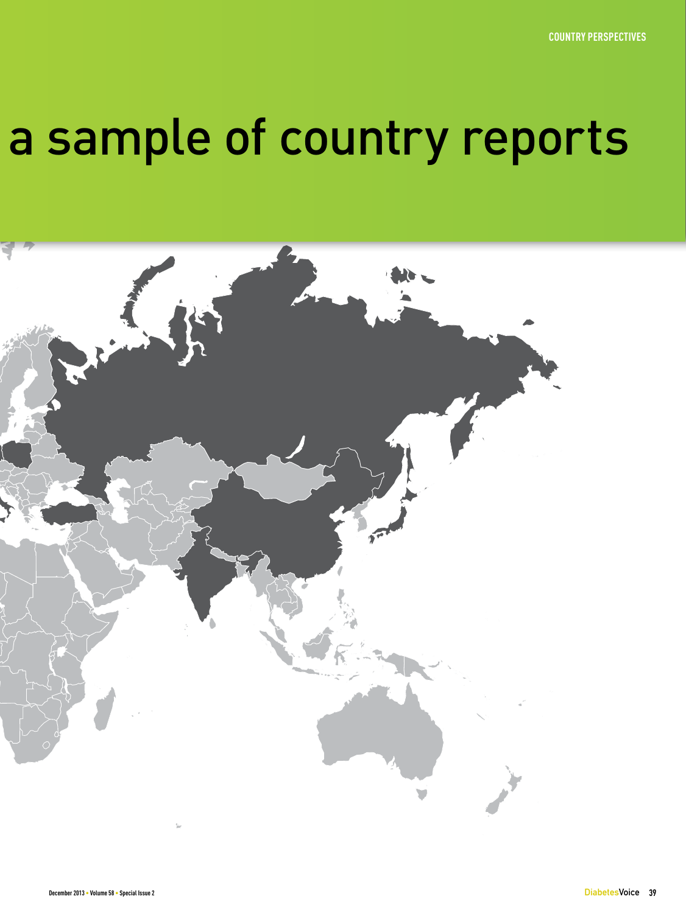# a sample of country reports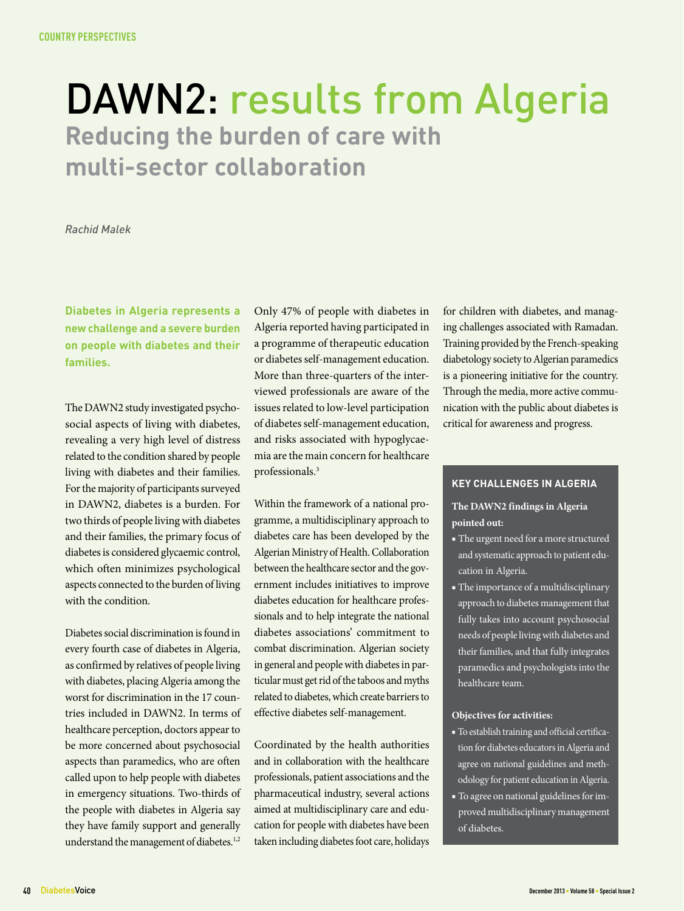COUNTRY PERSPECTIVES

# DAWN2: results from Algeria

## Reducing the burden of care with multi-sector collaboration

*Rachid Malek*

**Diabetes in Algeria represents a new challenge and a severe burden on people with diabetes and their families.**

The DAWN2 study investigated psychosocial aspects of living with diabetes, revealing a very high level of distress related to the condition shared by people living with diabetes and their families. For the majority of participants surveyed in DAWN2, diabetes is a burden. For two thirds of people living with diabetes and their families, the primary focus of diabetes is considered glycaemic control, which often minimizes psychological aspects connected to the burden of living with the condition.

Diabetes social discrimination is found in every fourth case of diabetes in Algeria, as confirmed by relatives of people living with diabetes, placing Algeria among the worst for discrimination in the 17 countries included in DAWN2. In terms of healthcare perception, doctors appear to be more concerned about psychosocial aspects than paramedics, who are often called upon to help people with diabetes in emergency situations. Two-thirds of the people with diabetes in Algeria say they have family support and generally understand the management of diabetes.[1,2]

Only 47% of people with diabetes in Algeria reported having participated in a programme of therapeutic education or diabetes self-management education. More than three-quarters of the interviewed professionals are aware of the issues related to low-level participation of diabetes self-management education, and risks associated with hypoglycaemia are the main concern for healthcare professionals.[3]

Within the framework of a national programme, a multidisciplinary approach to diabetes care has been developed by the Algerian Ministry of Health. Collaboration between the healthcare sector and the government includes initiatives to improve diabetes education for healthcare professionals and to help integrate the national diabetes associations' commitment to combat discrimination. Algerian society in general and people with diabetes in particular must get rid of the taboos and myths related to diabetes, which create barriers to effective diabetes self-management.

Coordinated by the health authorities and in collaboration with the healthcare professionals, patient associations and the pharmaceutical industry, several actions aimed at multidisciplinary care and education for people with diabetes have been taken including diabetes foot care, holidays for children with diabetes, and managing challenges associated with Ramadan. Training provided by the French-speaking diabetology society to Algerian paramedics is a pioneering initiative for the country. Through the media, more active communication with the public about diabetes is critical for awareness and progress.

### KEY CHALLENGES IN ALGERIA

**The DAWN2 findings in Algeria pointed out:**

- The urgent need for a more structured and systematic approach to patient education in Algeria.
- The importance of a multidisciplinary approach to diabetes management that fully takes into account psychosocial needs of people living with diabetes and their families, and that fully integrates paramedics and psychologists into the healthcare team.

**Objectives for activities:**

- To establish training and official certification for diabetes educators in Algeria and agree on national guidelines and methodology for patient education in Algeria.
- To agree on national guidelines for improved multidisciplinary management of diabetes.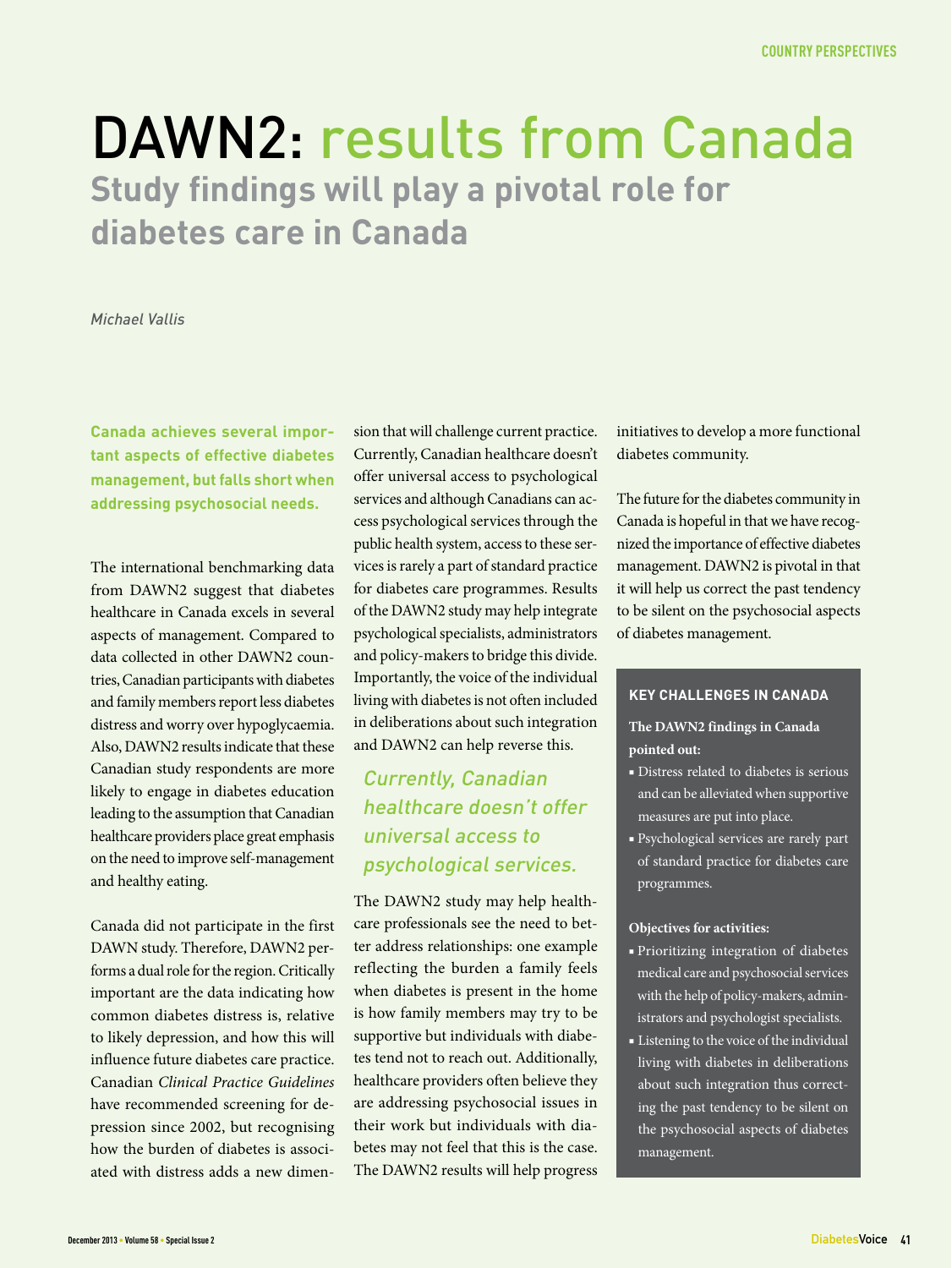# DAWN2: results from Canada

## Study findings will play a pivotal role for diabetes care in Canada

*Michael Vallis*

**Canada achieves several important aspects of effective diabetes management, but falls short when addressing psychosocial needs.**

The international benchmarking data from DAWN2 suggest that diabetes healthcare in Canada excels in several aspects of management. Compared to data collected in other DAWN2 countries, Canadian participants with diabetes and family members report less diabetes distress and worry over hypoglycaemia. Also, DAWN2 results indicate that these Canadian study respondents are more likely to engage in diabetes education leading to the assumption that Canadian healthcare providers place great emphasis on the need to improve self-management and healthy eating.

Canada did not participate in the first DAWN study. Therefore, DAWN2 performs a dual role for the region. Critically important are the data indicating how common diabetes distress is, relative to likely depression, and how this will influence future diabetes care practice. Canadian *Clinical Practice Guidelines* have recommended screening for depression since 2002, but recognising how the burden of diabetes is associated with distress adds a new dimension that will challenge current practice. Currently, Canadian healthcare doesn't offer universal access to psychological services and although Canadians can access psychological services through the public health system, access to these services is rarely a part of standard practice for diabetes care programmes. Results of the DAWN2 study may help integrate psychological specialists, administrators and policy-makers to bridge this divide. Importantly, the voice of the individual living with diabetes is not often included in deliberations about such integration and DAWN2 can help reverse this.

*Currently, Canadian healthcare doesn't offer universal access to psychological services.*

The DAWN2 study may help healthcare professionals see the need to better address relationships: one example reflecting the burden a family feels when diabetes is present in the home is how family members may try to be supportive but individuals with diabetes tend not to reach out. Additionally, healthcare providers often believe they are addressing psychosocial issues in their work but individuals with diabetes may not feel that this is the case. The DAWN2 results will help progress initiatives to develop a more functional diabetes community.

The future for the diabetes community in Canada is hopeful in that we have recognized the importance of effective diabetes management. DAWN2 is pivotal in that it will help us correct the past tendency to be silent on the psychosocial aspects of diabetes management.

### KEY CHALLENGES IN CANADA

**The DAWN2 findings in Canada pointed out:**

- Distress related to diabetes is serious and can be alleviated when supportive measures are put into place.
- Psychological services are rarely part of standard practice for diabetes care programmes.

**Objectives for activities:**

- Prioritizing integration of diabetes medical care and psychosocial services with the help of policy-makers, administrators and psychologist specialists.
- Listening to the voice of the individual living with diabetes in deliberations about such integration thus correcting the past tendency to be silent on the psychosocial aspects of diabetes management.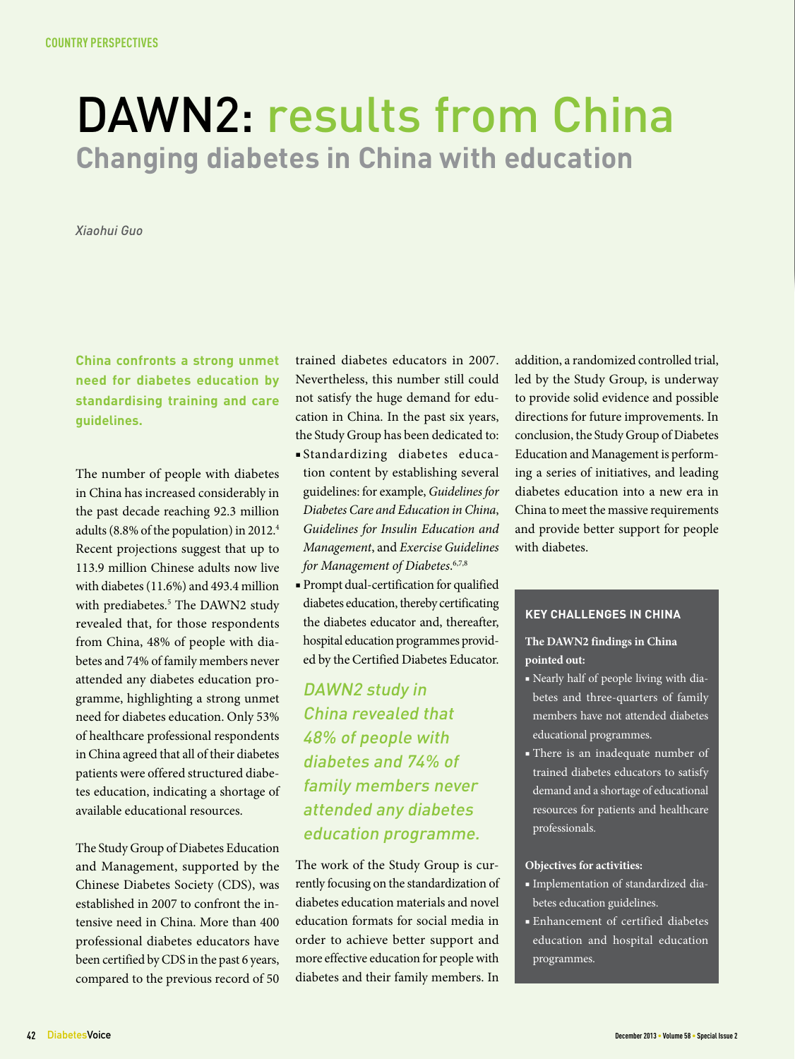COUNTRY PERSPECTIVES

# DAWN2: results from China

## Changing diabetes in China with education

*Xiaohui Guo*

**China confronts a strong unmet need for diabetes education by standardising training and care guidelines.**

The number of people with diabetes in China has increased considerably in the past decade reaching 92.3 million adults (8.8% of the population) in 2012.[4] Recent projections suggest that up to 113.9 million Chinese adults now live with diabetes (11.6%) and 493.4 million with prediabetes.[5] The DAWN2 study revealed that, for those respondents from China, 48% of people with diabetes and 74% of family members never attended any diabetes education programme, highlighting a strong unmet need for diabetes education. Only 53% of healthcare professional respondents in China agreed that all of their diabetes patients were offered structured diabetes education, indicating a shortage of available educational resources.

The Study Group of Diabetes Education and Management, supported by the Chinese Diabetes Society (CDS), was established in 2007 to confront the intensive need in China. More than 400 professional diabetes educators have been certified by CDS in the past 6 years, compared to the previous record of 50 trained diabetes educators in 2007. Nevertheless, this number still could not satisfy the huge demand for education in China. In the past six years, the Study Group has been dedicated to:

- Standardizing diabetes education content by establishing several guidelines: for example, *Guidelines for Diabetes Care and Education in China*, *Guidelines for Insulin Education and Management*, and *Exercise Guidelines for Management of Diabetes*.[6,7,8]
- Prompt dual-certification for qualified diabetes education, thereby certificating the diabetes educator and, thereafter, hospital education programmes provided by the Certified Diabetes Educator.

*DAWN2 study in China revealed that 48% of people with diabetes and 74% of family members never attended any diabetes education programme.*

The work of the Study Group is currently focusing on the standardization of diabetes education materials and novel education formats for social media in order to achieve better support and more effective education for people with diabetes and their family members. In addition, a randomized controlled trial, led by the Study Group, is underway to provide solid evidence and possible directions for future improvements. In conclusion, the Study Group of Diabetes Education and Management is performing a series of initiatives, and leading diabetes education into a new era in China to meet the massive requirements and provide better support for people with diabetes.

### KEY CHALLENGES IN CHINA

**The DAWN2 findings in China pointed out:**

- Nearly half of people living with diabetes and three-quarters of family members have not attended diabetes educational programmes.
- There is an inadequate number of trained diabetes educators to satisfy demand and a shortage of educational resources for patients and healthcare professionals.

**Objectives for activities:**

- Implementation of standardized diabetes education guidelines.
- Enhancement of certified diabetes education and hospital education programmes.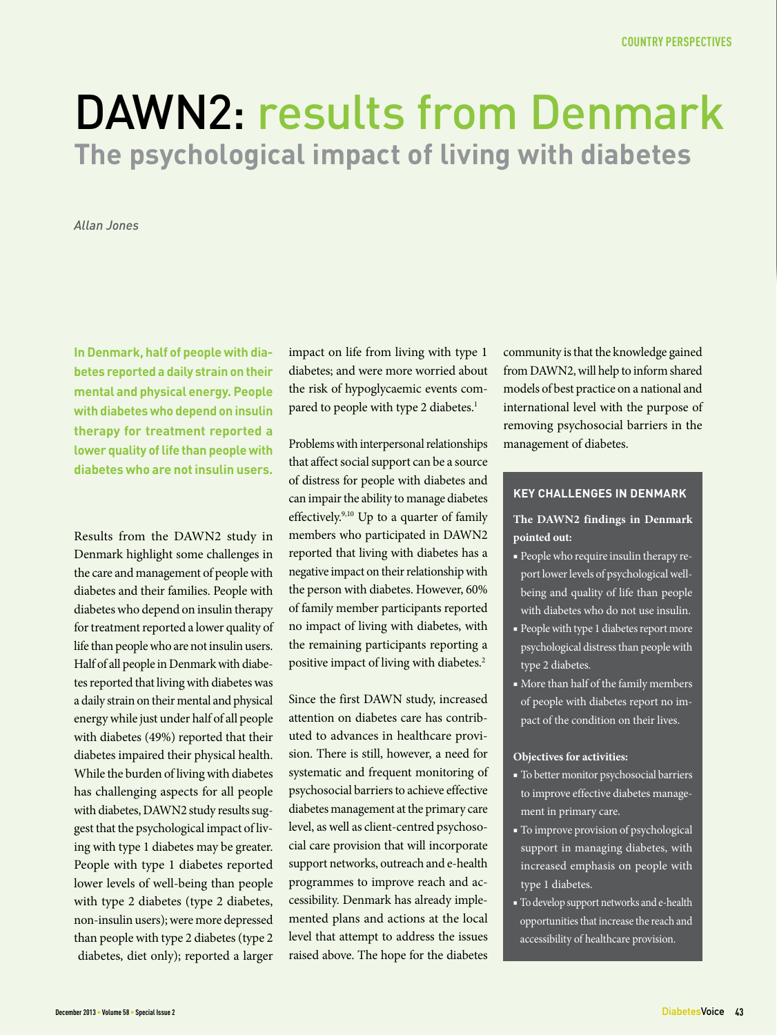# DAWN2: results from Denmark

## The psychological impact of living with diabetes

*Allan Jones*

**In Denmark, half of people with diabetes reported a daily strain on their mental and physical energy. People with diabetes who depend on insulin therapy for treatment reported a lower quality of life than people with diabetes who are not insulin users.**

Results from the DAWN2 study in Denmark highlight some challenges in the care and management of people with diabetes and their families. People with diabetes who depend on insulin therapy for treatment reported a lower quality of life than people who are not insulin users. Half of all people in Denmark with diabetes reported that living with diabetes was a daily strain on their mental and physical energy while just under half of all people with diabetes (49%) reported that their diabetes impaired their physical health. While the burden of living with diabetes has challenging aspects for all people with diabetes, DAWN2 study results suggest that the psychological impact of living with type 1 diabetes may be greater. People with type 1 diabetes reported lower levels of well-being than people with type 2 diabetes (type 2 diabetes, non-insulin users); were more depressed than people with type 2 diabetes (type 2 diabetes, diet only); reported a larger impact on life from living with type 1 diabetes; and were more worried about the risk of hypoglycaemic events compared to people with type 2 diabetes.[1]

Problems with interpersonal relationships that affect social support can be a source of distress for people with diabetes and can impair the ability to manage diabetes effectively.[9,10] Up to a quarter of family members who participated in DAWN2 reported that living with diabetes has a negative impact on their relationship with the person with diabetes. However, 60% of family member participants reported no impact of living with diabetes, with the remaining participants reporting a positive impact of living with diabetes.[2]

Since the first DAWN study, increased attention on diabetes care has contributed to advances in healthcare provision. There is still, however, a need for systematic and frequent monitoring of psychosocial barriers to achieve effective diabetes management at the primary care level, as well as client-centred psychosocial care provision that will incorporate support networks, outreach and e-health programmes to improve reach and accessibility. Denmark has already implemented plans and actions at the local level that attempt to address the issues raised above. The hope for the diabetes community is that the knowledge gained from DAWN2, will help to inform shared models of best practice on a national and international level with the purpose of removing psychosocial barriers in the management of diabetes.

### KEY CHALLENGES IN DENMARK

**The DAWN2 findings in Denmark pointed out:**

- People who require insulin therapy report lower levels of psychological well-being and quality of life than people with diabetes who do not use insulin.
- People with type 1 diabetes report more psychological distress than people with type 2 diabetes.
- More than half of the family members of people with diabetes report no impact of the condition on their lives.

**Objectives for activities:**

- To better monitor psychosocial barriers to improve effective diabetes management in primary care.
- To improve provision of psychological support in managing diabetes, with increased emphasis on people with type 1 diabetes.
- To develop support networks and e-health opportunities that increase the reach and accessibility of healthcare provision.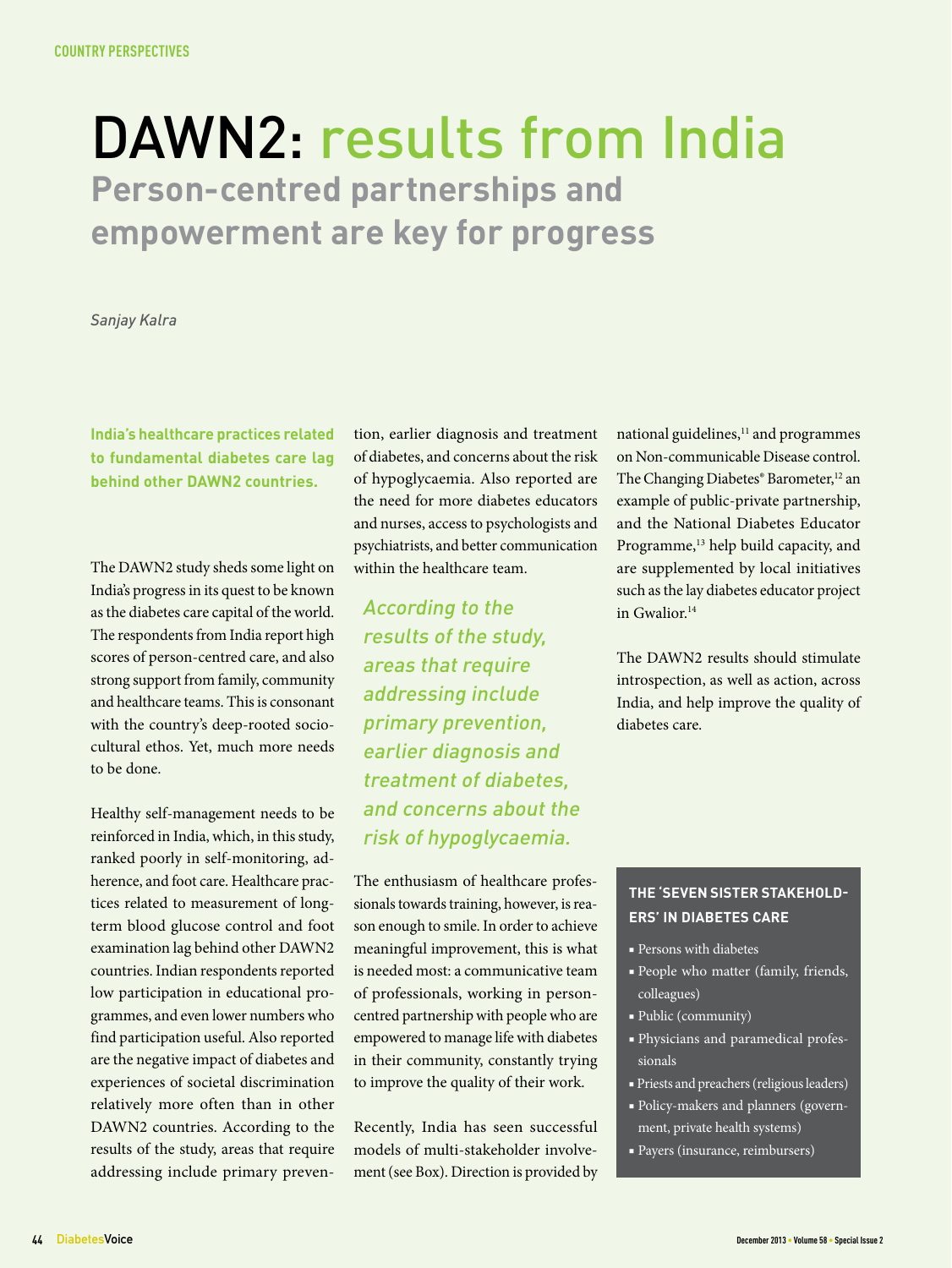COUNTRY PERSPECTIVES

# DAWN2: results from India

## Person-centred partnerships and empowerment are key for progress

*Sanjay Kalra*

**India's healthcare practices related to fundamental diabetes care lag behind other DAWN2 countries.**

The DAWN2 study sheds some light on India's progress in its quest to be known as the diabetes care capital of the world. The respondents from India report high scores of person-centred care, and also strong support from family, community and healthcare teams. This is consonant with the country's deep-rooted socio-cultural ethos. Yet, much more needs to be done.

Healthy self-management needs to be reinforced in India, which, in this study, ranked poorly in self-monitoring, adherence, and foot care. Healthcare practices related to measurement of long-term blood glucose control and foot examination lag behind other DAWN2 countries. Indian respondents reported low participation in educational programmes, and even lower numbers who find participation useful. Also reported are the negative impact of diabetes and experiences of societal discrimination relatively more often than in other DAWN2 countries. According to the results of the study, areas that require addressing include primary prevention, earlier diagnosis and treatment of diabetes, and concerns about the risk of hypoglycaemia. Also reported are the need for more diabetes educators and nurses, access to psychologists and psychiatrists, and better communication within the healthcare team.

*According to the results of the study, areas that require addressing include primary prevention, earlier diagnosis and treatment of diabetes, and concerns about the risk of hypoglycaemia.*

The enthusiasm of healthcare professionals towards training, however, is reason enough to smile. In order to achieve meaningful improvement, this is what is needed most: a communicative team of professionals, working in person-centred partnership with people who are empowered to manage life with diabetes in their community, constantly trying to improve the quality of their work.

Recently, India has seen successful models of multi-stakeholder involvement (see Box). Direction is provided by national guidelines,[11] and programmes on Non-communicable Disease control. The Changing Diabetes® Barometer,[12] an example of public-private partnership, and the National Diabetes Educator Programme,[13] help build capacity, and are supplemented by local initiatives such as the lay diabetes educator project in Gwalior.[14]

The DAWN2 results should stimulate introspection, as well as action, across India, and help improve the quality of diabetes care.

### THE 'SEVEN SISTER STAKEHOLDERS' IN DIABETES CARE

- Persons with diabetes
- People who matter (family, friends, colleagues)
- Public (community)
- Physicians and paramedical professionals
- Priests and preachers (religious leaders)
- Policy-makers and planners (government, private health systems)
- Payers (insurance, reimbursers)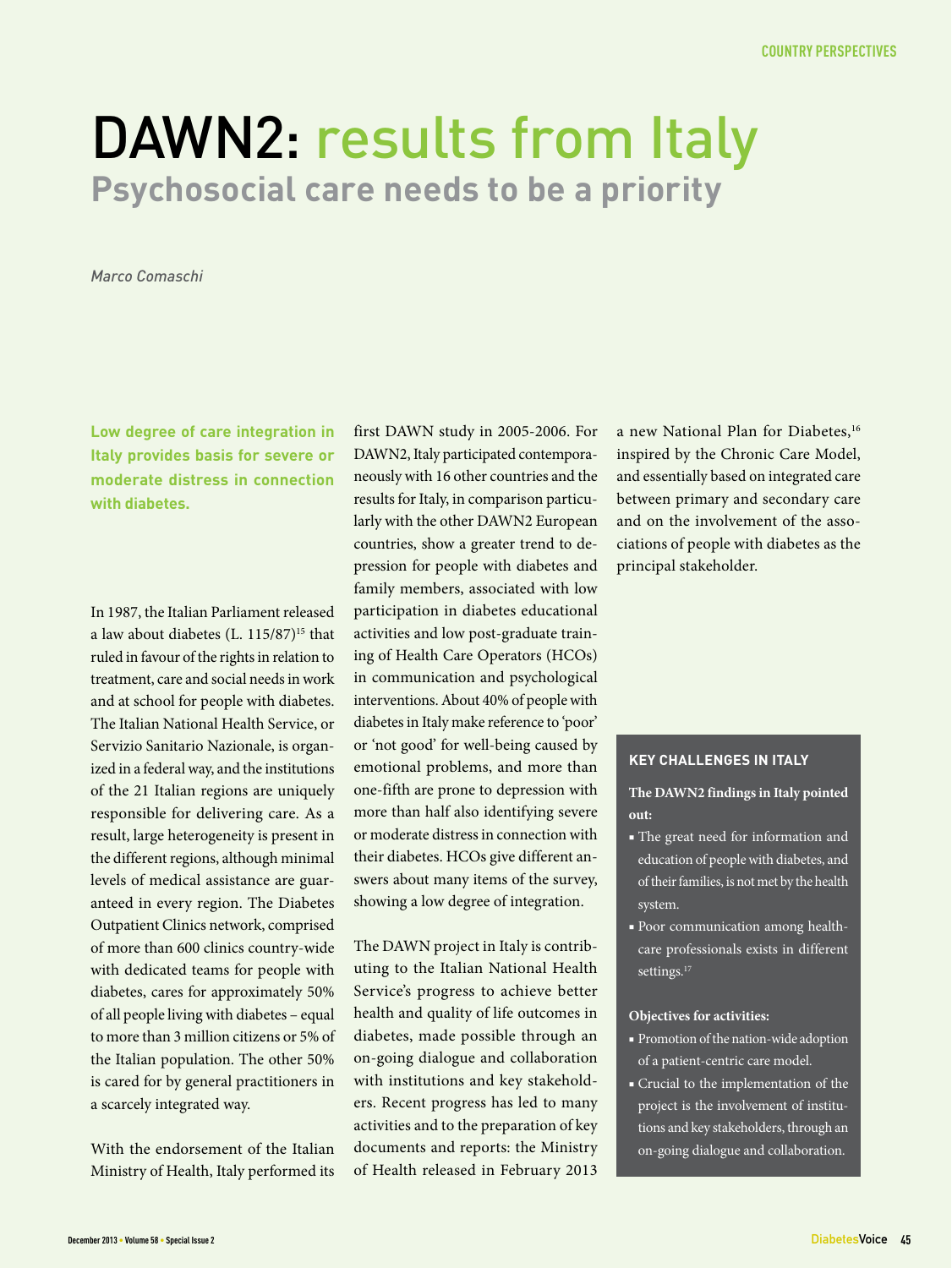# DAWN2: results from Italy

## Psychosocial care needs to be a priority

*Marco Comaschi*

**Low degree of care integration in Italy provides basis for severe or moderate distress in connection with diabetes.**

In 1987, the Italian Parliament released a law about diabetes (L. 115/87)[15] that ruled in favour of the rights in relation to treatment, care and social needs in work and at school for people with diabetes. The Italian National Health Service, or Servizio Sanitario Nazionale, is organized in a federal way, and the institutions of the 21 Italian regions are uniquely responsible for delivering care. As a result, large heterogeneity is present in the different regions, although minimal levels of medical assistance are guaranteed in every region. The Diabetes Outpatient Clinics network, comprised of more than 600 clinics country-wide with dedicated teams for people with diabetes, cares for approximately 50% of all people living with diabetes – equal to more than 3 million citizens or 5% of the Italian population. The other 50% is cared for by general practitioners in a scarcely integrated way.

With the endorsement of the Italian Ministry of Health, Italy performed its first DAWN study in 2005-2006. For DAWN2, Italy participated contemporaneously with 16 other countries and the results for Italy, in comparison particularly with the other DAWN2 European countries, show a greater trend to depression for people with diabetes and family members, associated with low participation in diabetes educational activities and low post-graduate training of Health Care Operators (HCOs) in communication and psychological interventions. About 40% of people with diabetes in Italy make reference to 'poor' or 'not good' for well-being caused by emotional problems, and more than one-fifth are prone to depression with more than half also identifying severe or moderate distress in connection with their diabetes. HCOs give different answers about many items of the survey, showing a low degree of integration.

The DAWN project in Italy is contributing to the Italian National Health Service's progress to achieve better health and quality of life outcomes in diabetes, made possible through an on-going dialogue and collaboration with institutions and key stakeholders. Recent progress has led to many activities and to the preparation of key documents and reports: the Ministry of Health released in February 2013 a new National Plan for Diabetes,[16] inspired by the Chronic Care Model, and essentially based on integrated care between primary and secondary care and on the involvement of the associations of people with diabetes as the principal stakeholder.

### KEY CHALLENGES IN ITALY

**The DAWN2 findings in Italy pointed out:**

- The great need for information and education of people with diabetes, and of their families, is not met by the health system.
- Poor communication among healthcare professionals exists in different settings.[17]

**Objectives for activities:**

- Promotion of the nation-wide adoption of a patient-centric care model.
- Crucial to the implementation of the project is the involvement of institutions and key stakeholders, through an on-going dialogue and collaboration.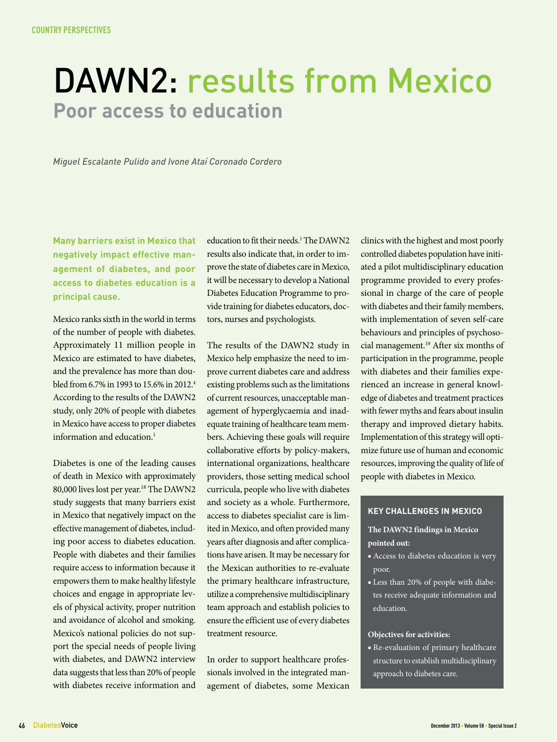COUNTRY PERSPECTIVES

# DAWN2: results from Mexico

## Poor access to education

*Miguel Escalante Pulido and Ivone Ataí Coronado Cordero*

**Many barriers exist in Mexico that negatively impact effective management of diabetes, and poor access to diabetes education is a principal cause.**

Mexico ranks sixth in the world in terms of the number of people with diabetes. Approximately 11 million people in Mexico are estimated to have diabetes, and the prevalence has more than doubled from 6.7% in 1993 to 15.6% in 2012.[4] According to the results of the DAWN2 study, only 20% of people with diabetes in Mexico have access to proper diabetes information and education.[1]

Diabetes is one of the leading causes of death in Mexico with approximately 80,000 lives lost per year.[18] The DAWN2 study suggests that many barriers exist in Mexico that negatively impact on the effective management of diabetes, including poor access to diabetes education. People with diabetes and their families require access to information because it empowers them to make healthy lifestyle choices and engage in appropriate levels of physical activity, proper nutrition and avoidance of alcohol and smoking. Mexico's national policies do not support the special needs of people living with diabetes, and DAWN2 interview data suggests that less than 20% of people with diabetes receive information and education to fit their needs.[1] The DAWN2 results also indicate that, in order to improve the state of diabetes care in Mexico, it will be necessary to develop a National Diabetes Education Programme to provide training for diabetes educators, doctors, nurses and psychologists.

The results of the DAWN2 study in Mexico help emphasize the need to improve current diabetes care and address existing problems such as the limitations of current resources, unacceptable management of hyperglycaemia and inadequate training of healthcare team members. Achieving these goals will require collaborative efforts by policy-makers, international organizations, healthcare providers, those setting medical school curricula, people who live with diabetes and society as a whole. Furthermore, access to diabetes specialist care is limited in Mexico, and often provided many years after diagnosis and after complications have arisen. It may be necessary for the Mexican authorities to re-evaluate the primary healthcare infrastructure, utilize a comprehensive multidisciplinary team approach and establish policies to ensure the efficient use of every diabetes treatment resource.

In order to support healthcare professionals involved in the integrated management of diabetes, some Mexican clinics with the highest and most poorly controlled diabetes population have initiated a pilot multidisciplinary education programme provided to every professional in charge of the care of people with diabetes and their family members, with implementation of seven self-care behaviours and principles of psychosocial management.[19] After six months of participation in the programme, people with diabetes and their families experienced an increase in general knowledge of diabetes and treatment practices with fewer myths and fears about insulin therapy and improved dietary habits. Implementation of this strategy will optimize future use of human and economic resources, improving the quality of life of people with diabetes in Mexico.

### KEY CHALLENGES IN MEXICO

**The DAWN2 findings in Mexico pointed out:**

- Access to diabetes education is very poor.
- Less than 20% of people with diabetes receive adequate information and education.

**Objectives for activities:**

- Re-evaluation of primary healthcare structure to establish multidisciplinary approach to diabetes care.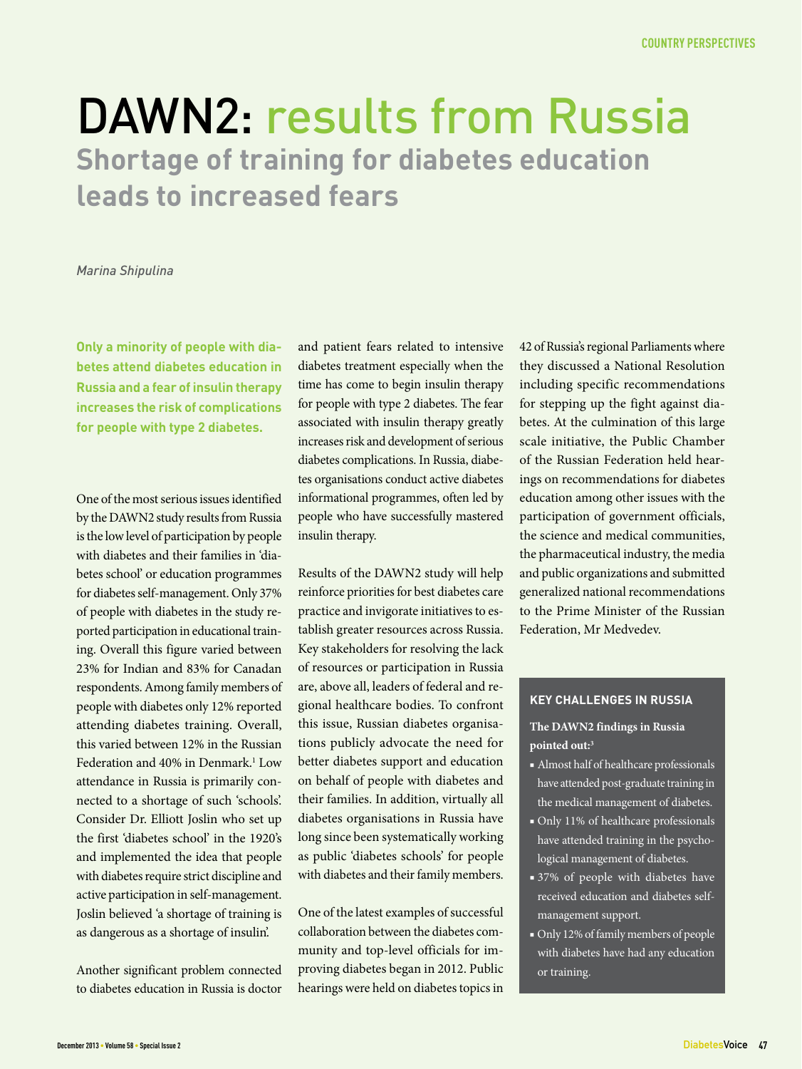# DAWN2: results from Russia

## Shortage of training for diabetes education leads to increased fears

*Marina Shipulina*

**Only a minority of people with diabetes attend diabetes education in Russia and a fear of insulin therapy increases the risk of complications for people with type 2 diabetes.**

One of the most serious issues identified by the DAWN2 study results from Russia is the low level of participation by people with diabetes and their families in 'diabetes school' or education programmes for diabetes self-management. Only 37% of people with diabetes in the study reported participation in educational training. Overall this figure varied between 23% for Indian and 83% for Canadan respondents. Among family members of people with diabetes only 12% reported attending diabetes training. Overall, this varied between 12% in the Russian Federation and 40% in Denmark.[1] Low attendance in Russia is primarily connected to a shortage of such 'schools'. Consider Dr. Elliott Joslin who set up the first 'diabetes school' in the 1920's and implemented the idea that people with diabetes require strict discipline and active participation in self-management. Joslin believed 'a shortage of training is as dangerous as a shortage of insulin'.

Another significant problem connected to diabetes education in Russia is doctor and patient fears related to intensive diabetes treatment especially when the time has come to begin insulin therapy for people with type 2 diabetes. The fear associated with insulin therapy greatly increases risk and development of serious diabetes complications. In Russia, diabetes organisations conduct active diabetes informational programmes, often led by people who have successfully mastered insulin therapy.

Results of the DAWN2 study will help reinforce priorities for best diabetes care practice and invigorate initiatives to establish greater resources across Russia. Key stakeholders for resolving the lack of resources or participation in Russia are, above all, leaders of federal and regional healthcare bodies. To confront this issue, Russian diabetes organisations publicly advocate the need for better diabetes support and education on behalf of people with diabetes and their families. In addition, virtually all diabetes organisations in Russia have long since been systematically working as public 'diabetes schools' for people with diabetes and their family members.

One of the latest examples of successful collaboration between the diabetes community and top-level officials for improving diabetes began in 2012. Public hearings were held on diabetes topics in 42 of Russia's regional Parliaments where they discussed a National Resolution including specific recommendations for stepping up the fight against diabetes. At the culmination of this large scale initiative, the Public Chamber of the Russian Federation held hearings on recommendations for diabetes education among other issues with the participation of government officials, the science and medical communities, the pharmaceutical industry, the media and public organizations and submitted generalized national recommendations to the Prime Minister of the Russian Federation, Mr Medvedev.

### KEY CHALLENGES IN RUSSIA

**The DAWN2 findings in Russia pointed out:[3]**

- Almost half of healthcare professionals have attended post-graduate training in the medical management of diabetes.
- Only 11% of healthcare professionals have attended training in the psychological management of diabetes.
- 37% of people with diabetes have received education and diabetes self-management support.
- Only 12% of family members of people with diabetes have had any education or training.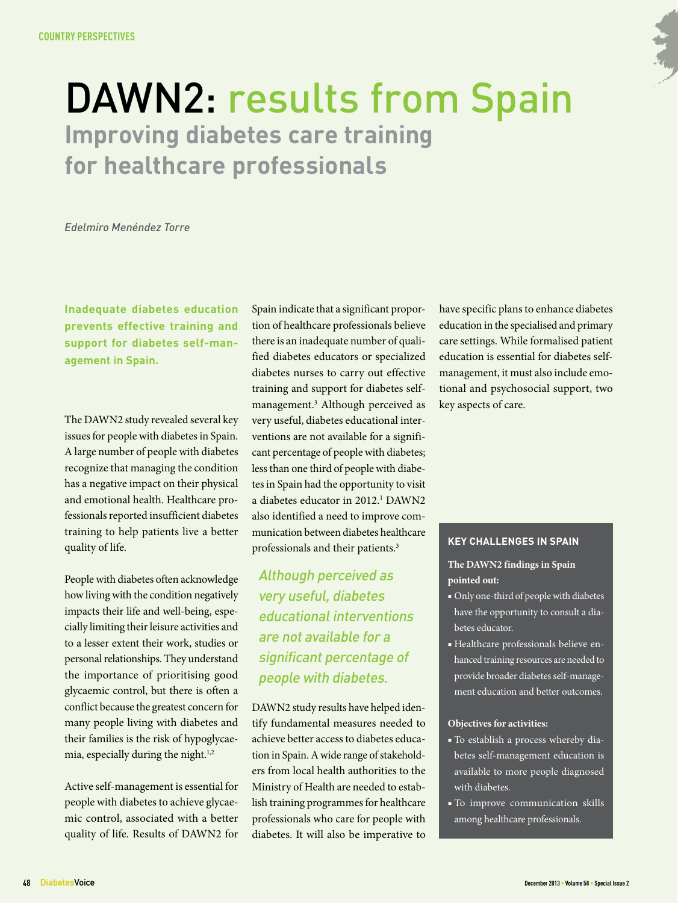COUNTRY PERSPECTIVES

# DAWN2: results from Spain

## Improving diabetes care training for healthcare professionals

*Edelmiro Menéndez Torre*

**Inadequate diabetes education prevents effective training and support for diabetes self-management in Spain.**

The DAWN2 study revealed several key issues for people with diabetes in Spain. A large number of people with diabetes recognize that managing the condition has a negative impact on their physical and emotional health. Healthcare professionals reported insufficient diabetes training to help patients live a better quality of life.

People with diabetes often acknowledge how living with the condition negatively impacts their life and well-being, especially limiting their leisure activities and to a lesser extent their work, studies or personal relationships. They understand the importance of prioritising good glycaemic control, but there is often a conflict because the greatest concern for many people living with diabetes and their families is the risk of hypoglycaemia, especially during the night.[1,2]

Active self-management is essential for people with diabetes to achieve glycaemic control, associated with a better quality of life. Results of DAWN2 for Spain indicate that a significant proportion of healthcare professionals believe there is an inadequate number of qualified diabetes educators or specialized diabetes nurses to carry out effective training and support for diabetes self-management.[3] Although perceived as very useful, diabetes educational interventions are not available for a significant percentage of people with diabetes; less than one third of people with diabetes in Spain had the opportunity to visit a diabetes educator in 2012.[1] DAWN2 also identified a need to improve communication between diabetes healthcare professionals and their patients.[3]

*Although perceived as very useful, diabetes educational interventions are not available for a significant percentage of people with diabetes.*

DAWN2 study results have helped identify fundamental measures needed to achieve better access to diabetes education in Spain. A wide range of stakeholders from local health authorities to the Ministry of Health are needed to establish training programmes for healthcare professionals who care for people with diabetes. It will also be imperative to have specific plans to enhance diabetes education in the specialised and primary care settings. While formalised patient education is essential for diabetes self-management, it must also include emotional and psychosocial support, two key aspects of care.

### KEY CHALLENGES IN SPAIN

**The DAWN2 findings in Spain pointed out:**

- Only one-third of people with diabetes have the opportunity to consult a diabetes educator.
- Healthcare professionals believe enhanced training resources are needed to provide broader diabetes self-management education and better outcomes.

**Objectives for activities:**

- To establish a process whereby diabetes self-management education is available to more people diagnosed with diabetes.
- To improve communication skills among healthcare professionals.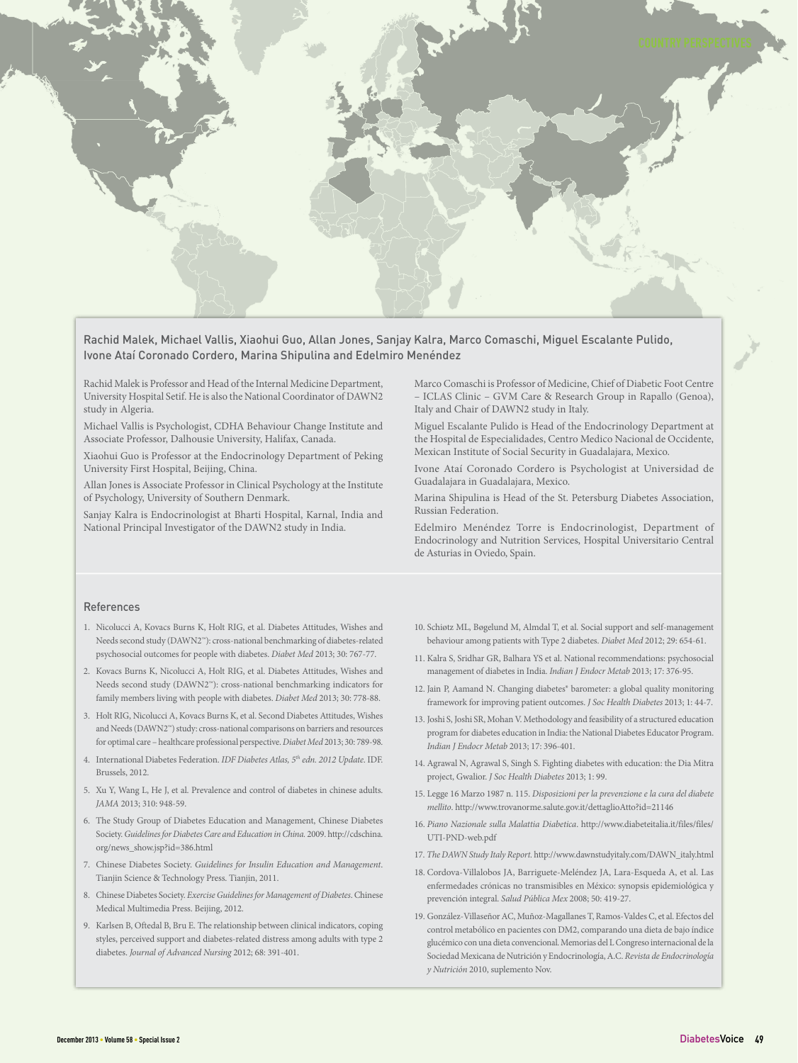Rachid Malek, Michael Vallis, Xiaohui Guo, Allan Jones, Sanjay Kalra, Marco Comaschi, Miguel Escalante Pulido, Ivone Ataí Coronado Cordero, Marina Shipulina and Edelmiro Menéndez

Rachid Malek is Professor and Head of the Internal Medicine Department, University Hospital Setif. He is also the National Coordinator of DAWN2 study in Algeria.

Michael Vallis is Psychologist, CDHA Behaviour Change Institute and Associate Professor, Dalhousie University, Halifax, Canada.

Xiaohui Guo is Professor at the Endocrinology Department of Peking University First Hospital, Beijing, China.

Allan Jones is Associate Professor in Clinical Psychology at the Institute of Psychology, University of Southern Denmark.

Sanjay Kalra is Endocrinologist at Bharti Hospital, Karnal, India and National Principal Investigator of the DAWN2 study in India.

Marco Comaschi is Professor of Medicine, Chief of Diabetic Foot Centre – ICLAS Clinic – GVM Care & Research Group in Rapallo (Genoa), Italy and Chair of DAWN2 study in Italy.

Miguel Escalante Pulido is Head of the Endocrinology Department at the Hospital de Especialidades, Centro Medico Nacional de Occidente, Mexican Institute of Social Security in Guadalajara, Mexico.

Ivone Ataí Coronado Cordero is Psychologist at Universidad de Guadalajara in Guadalajara, Mexico.

Marina Shipulina is Head of the St. Petersburg Diabetes Association, Russian Federation.

Edelmiro Menéndez Torre is Endocrinologist, Department of Endocrinology and Nutrition Services, Hospital Universitario Central de Asturias in Oviedo, Spain.

## References

1. Nicolucci A, Kovacs Burns K, Holt RIG, et al. Diabetes Attitudes, Wishes and Needs second study (DAWN2™): cross-national benchmarking of diabetes-related psychosocial outcomes for people with diabetes. *Diabet Med* 2013; 30: 767-77.
2. Kovacs Burns K, Nicolucci A, Holt RIG, et al. Diabetes Attitudes, Wishes and Needs second study (DAWN2™): cross-national benchmarking indicators for family members living with people with diabetes. *Diabet Med* 2013; 30: 778-88.
3. Holt RIG, Nicolucci A, Kovacs Burns K, et al. Second Diabetes Attitudes, Wishes and Needs (DAWN2™) study: cross-national comparisons on barriers and resources for optimal care – healthcare professional perspective. *Diabet Med* 2013; 30: 789-98.
4. International Diabetes Federation. *IDF Diabetes Atlas, 5th edn. 2012 Update*. IDF. Brussels, 2012.
5. Xu Y, Wang L, He J, et al. Prevalence and control of diabetes in chinese adults. *JAMA* 2013; 310: 948-59.
6. The Study Group of Diabetes Education and Management, Chinese Diabetes Society. *Guidelines for Diabetes Care and Education in China.* 2009. http://cdschina.org/news_show.jsp?id=386.html
7. Chinese Diabetes Society. *Guidelines for Insulin Education and Management*. Tianjin Science & Technology Press. Tianjin, 2011.
8. Chinese Diabetes Society. *Exercise Guidelines for Management of Diabetes*. Chinese Medical Multimedia Press. Beijing, 2012.
9. Karlsen B, Oftedal B, Bru E. The relationship between clinical indicators, coping styles, perceived support and diabetes-related distress among adults with type 2 diabetes. *Journal of Advanced Nursing* 2012; 68: 391-401.
10. Schiøtz ML, Bøgelund M, Almdal T, et al. Social support and self-management behaviour among patients with Type 2 diabetes. *Diabet Med* 2012; 29: 654-61.
11. Kalra S, Sridhar GR, Balhara YS et al. National recommendations: psychosocial management of diabetes in India. *Indian J Endocr Metab* 2013; 17: 376-95.
12. Jain P, Aamand N. Changing diabetes® barometer: a global quality monitoring framework for improving patient outcomes. *J Soc Health Diabetes* 2013; 1: 44-7.
13. Joshi S, Joshi SR, Mohan V. Methodology and feasibility of a structured education program for diabetes education in India: the National Diabetes Educator Program. *Indian J Endocr Metab* 2013; 17: 396-401.
14. Agrawal N, Agrawal S, Singh S. Fighting diabetes with education: the Dia Mitra project, Gwalior. *J Soc Health Diabetes* 2013; 1: 99.
15. Legge 16 Marzo 1987 n. 115. *Disposizioni per la prevenzione e la cura del diabete mellito*. http://www.trovanorme.salute.gov.it/dettaglioAtto?id=21146
16. *Piano Nazionale sulla Malattia Diabetica*. http://www.diabeteitalia.it/files/files/UTI-PND-web.pdf
17. *The DAWN Study Italy Report*. http://www.dawnstudyitaly.com/DAWN_italy.html
18. Cordova-Villalobos JA, Barriguete-Meléndez JA, Lara-Esqueda A, et al. Las enfermedades crónicas no transmisibles en México: synopsis epidemiológica y prevención integral. *Salud Pública Mex* 2008; 50: 419-27.
19. González-Villaseñor AC, Muñoz-Magallanes T, Ramos-Valdes C, et al. Efectos del control metabólico en pacientes con DM2, comparando una dieta de bajo índice glucémico con una dieta convencional. Memorias del L Congreso internacional de la Sociedad Mexicana de Nutrición y Endocrinología, A.C. *Revista de Endocrinología y Nutrición* 2010, suplemento Nov.